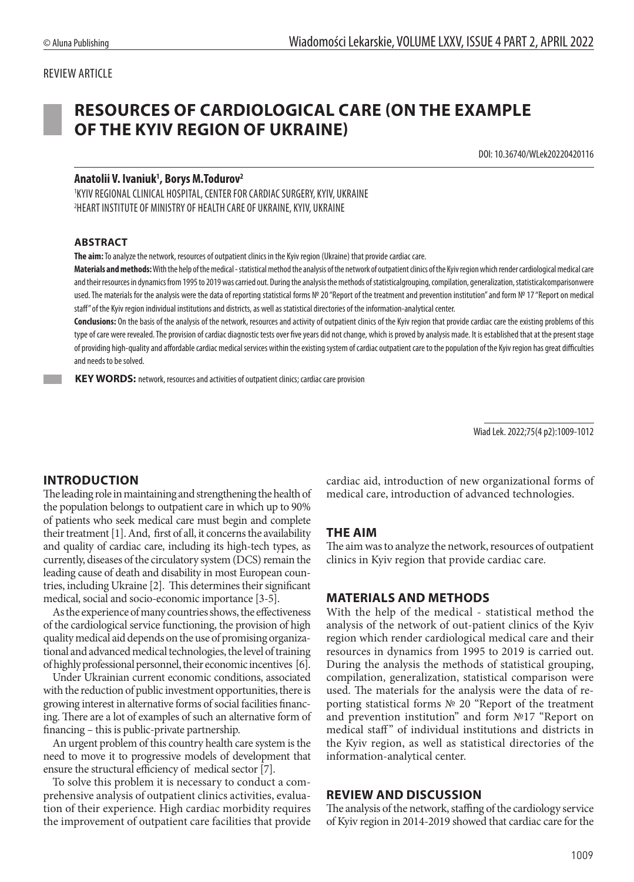REVIEW ARTICLE

# RESOURCES OF CARDIOLOGICAL CARE (ON THE EXAMPLE OF THE KYIV REGION OF UKRAINE)

DOI: 10.36740/WLek20220420116

**Anatolii V. Ivaniuk[1], Borys M.Todurov[2]**

[1]KYIV REGIONAL CLINICAL HOSPITAL, CENTER FOR CARDIAC SURGERY, KYIV, UKRAINE
[2]HEART INSTITUTE OF MINISTRY OF HEALTH CARE OF UKRAINE, KYIV, UKRAINE

## ABSTRACT

**The aim:** To analyze the network, resources of outpatient clinics in the Kyiv region (Ukraine) that provide cardiac care.

**Materials and methods:** With the help of the medical - statistical method the analysis of the network of outpatient clinics of the Kyiv region which render cardiological medical care and their resources in dynamics from 1995 to 2019 was carried out. During the analysis the methods of statisticalgrouping, compilation, generalization, statisticalcomparisonwere used. The materials for the analysis were the data of reporting statistical forms № 20 "Report of the treatment and prevention institution" and form № 17 "Report on medical staff" of the Kyiv region individual institutions and districts, as well as statistical directories of the information-analytical center.

**Conclusions:** On the basis of the analysis of the network, resources and activity of outpatient clinics of the Kyiv region that provide cardiac care the existing problems of this type of care were revealed. The provision of cardiac diagnostic tests over five years did not change, which is proved by analysis made. It is established that at the present stage of providing high-quality and affordable cardiac medical services within the existing system of cardiac outpatient care to the population of the Kyiv region has great difficulties and needs to be solved.

**KEY WORDS:** network, resources and activities of outpatient clinics; cardiac care provision

Wiad Lek. 2022;75(4 p2):1009-1012

## INTRODUCTION

The leading role in maintaining and strengthening the health of the population belongs to outpatient care in which up to 90% of patients who seek medical care must begin and complete their treatment [1]. And, first of all, it concerns the availability and quality of cardiac care, including its high-tech types, as currently, diseases of the circulatory system (DCS) remain the leading cause of death and disability in most European countries, including Ukraine [2]. This determines their significant medical, social and socio-economic importance [3-5].

As the experience of many countries shows, the effectiveness of the cardiological service functioning, the provision of high quality medical aid depends on the use of promising organizational and advanced medical technologies, the level of training of highly professional personnel, their economic incentives [6].

Under Ukrainian current economic conditions, associated with the reduction of public investment opportunities, there is growing interest in alternative forms of social facilities financing. There are a lot of examples of such an alternative form of financing – this is public-private partnership.

An urgent problem of this country health care system is the need to move it to progressive models of development that ensure the structural efficiency of medical sector [7].

To solve this problem it is necessary to conduct a comprehensive analysis of outpatient clinics activities, evaluation of their experience. High cardiac morbidity requires the improvement of outpatient care facilities that provide cardiac aid, introduction of new organizational forms of medical care, introduction of advanced technologies.

## THE AIM

The aim was to analyze the network, resources of outpatient clinics in Kyiv region that provide cardiac care.

## MATERIALS AND METHODS

With the help of the medical - statistical method the analysis of the network of out-patient clinics of the Kyiv region which render cardiological medical care and their resources in dynamics from 1995 to 2019 is carried out. During the analysis the methods of statistical grouping, compilation, generalization, statistical comparison were used. The materials for the analysis were the data of reporting statistical forms № 20 "Report of the treatment and prevention institution" and form №17 "Report on medical staff" of individual institutions and districts in the Kyiv region, as well as statistical directories of the information-analytical center.

## REVIEW AND DISCUSSION

The analysis of the network, staffing of the cardiology service of Kyiv region in 2014-2019 showed that cardiac care for the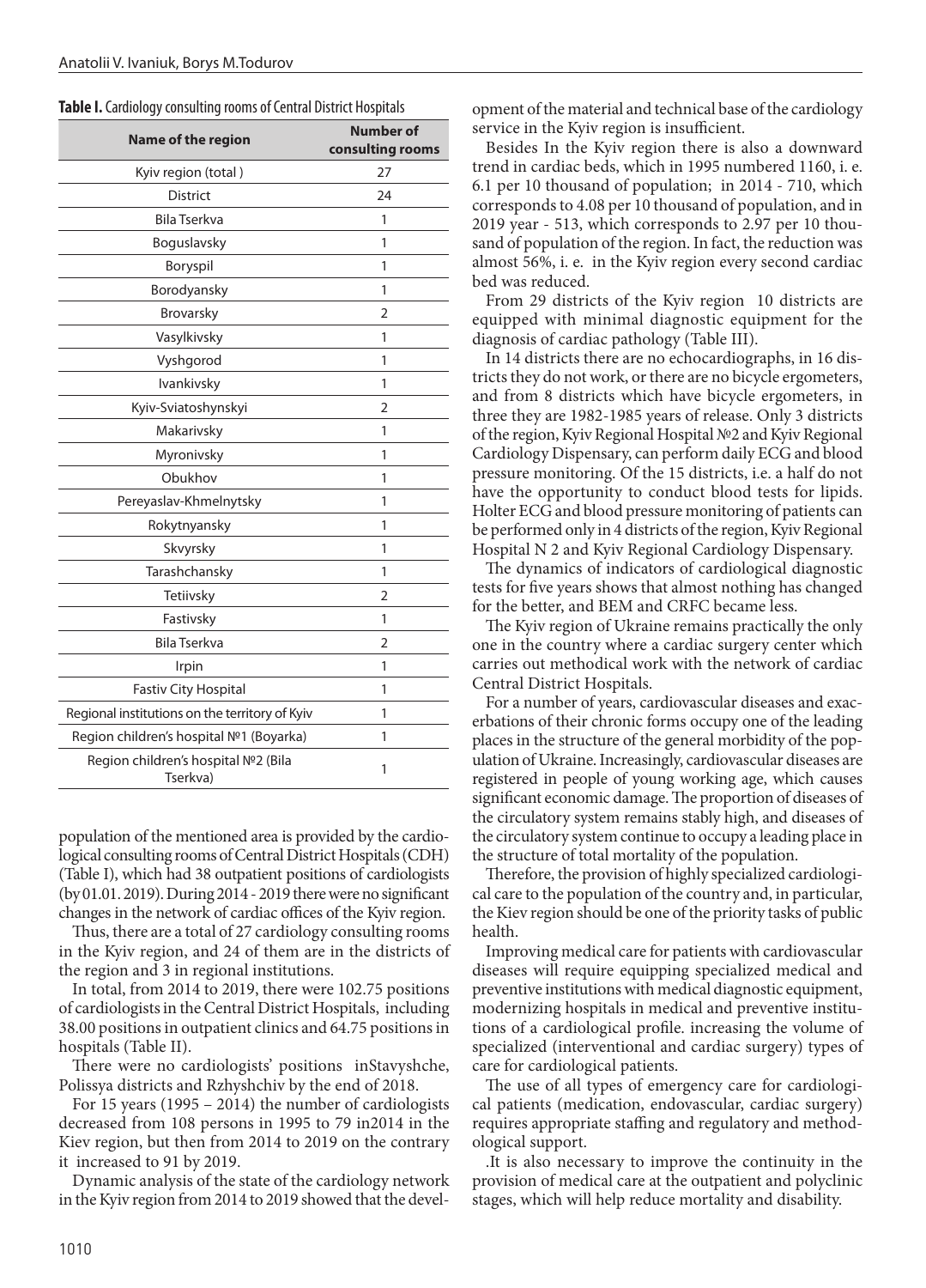**Table I.** Cardiology consulting rooms of Central District Hospitals

| Name of the region | Number of consulting rooms |
|---|---|
| Kyiv region (total ) | 27 |
| District | 24 |
| Bila Tserkva | 1 |
| Boguslavsky | 1 |
| Boryspil | 1 |
| Borodyansky | 1 |
| Brovarsky | 2 |
| Vasylkivsky | 1 |
| Vyshgorod | 1 |
| Ivankivsky | 1 |
| Kyiv-Sviatoshynskyi | 2 |
| Makarivsky | 1 |
| Myronivsky | 1 |
| Obukhov | 1 |
| Pereyaslav-Khmelnytsky | 1 |
| Rokytnyansky | 1 |
| Skvyrsky | 1 |
| Tarashchansky | 1 |
| Tetiivsky | 2 |
| Fastivsky | 1 |
| Bila Tserkva | 2 |
| Irpin | 1 |
| Fastiv City Hospital | 1 |
| Regional institutions on the territory of Kyiv | 1 |
| Region children's hospital №1 (Boyarka) | 1 |
| Region children's hospital №2 (Bila Tserkva) | 1 |

population of the mentioned area is provided by the cardiological consulting rooms of Central District Hospitals (CDH) (Table I), which had 38 outpatient positions of cardiologists (by 01.01. 2019). During 2014 - 2019 there were no significant changes in the network of cardiac offices of the Kyiv region.

Thus, there are a total of 27 cardiology consulting rooms in the Kyiv region, and 24 of them are in the districts of the region and 3 in regional institutions.

In total, from 2014 to 2019, there were 102.75 positions of cardiologists in the Central District Hospitals, including 38.00 positions in outpatient clinics and 64.75 positions in hospitals (Table II).

There were no cardiologists' positions inStavyshche, Polissya districts and Rzhyshchiv by the end of 2018.

For 15 years (1995 – 2014) the number of cardiologists decreased from 108 persons in 1995 to 79 in2014 in the Kiev region, but then from 2014 to 2019 on the contrary it increased to 91 by 2019.

Dynamic analysis of the state of the cardiology network in the Kyiv region from 2014 to 2019 showed that the development of the material and technical base of the cardiology service in the Kyiv region is insufficient.

Besides In the Kyiv region there is also a downward trend in cardiac beds, which in 1995 numbered 1160, i. e. 6.1 per 10 thousand of population; in 2014 - 710, which corresponds to 4.08 per 10 thousand of population, and in 2019 year - 513, which corresponds to 2.97 per 10 thousand of population of the region. In fact, the reduction was almost 56%, i. e. in the Kyiv region every second cardiac bed was reduced.

From 29 districts of the Kyiv region 10 districts are equipped with minimal diagnostic equipment for the diagnosis of cardiac pathology (Table III).

In 14 districts there are no echocardiographs, in 16 districts they do not work, or there are no bicycle ergometers, and from 8 districts which have bicycle ergometers, in three they are 1982-1985 years of release. Only 3 districts of the region, Kyiv Regional Hospital №2 and Kyiv Regional Cardiology Dispensary, can perform daily ECG and blood pressure monitoring. Of the 15 districts, i.e. a half do not have the opportunity to conduct blood tests for lipids. Holter ECG and blood pressure monitoring of patients can be performed only in 4 districts of the region, Kyiv Regional Hospital N 2 and Kyiv Regional Cardiology Dispensary.

The dynamics of indicators of cardiological diagnostic tests for five years shows that almost nothing has changed for the better, and BEM and CRFC became less.

The Kyiv region of Ukraine remains practically the only one in the country where a cardiac surgery center which carries out methodical work with the network of cardiac Central District Hospitals.

For a number of years, cardiovascular diseases and exacerbations of their chronic forms occupy one of the leading places in the structure of the general morbidity of the population of Ukraine. Increasingly, cardiovascular diseases are registered in people of young working age, which causes significant economic damage. The proportion of diseases of the circulatory system remains stably high, and diseases of the circulatory system continue to occupy a leading place in the structure of total mortality of the population.

Therefore, the provision of highly specialized cardiological care to the population of the country and, in particular, the Kiev region should be one of the priority tasks of public health.

Improving medical care for patients with cardiovascular diseases will require equipping specialized medical and preventive institutions with medical diagnostic equipment, modernizing hospitals in medical and preventive institutions of a cardiological profile. increasing the volume of specialized (interventional and cardiac surgery) types of care for cardiological patients.

The use of all types of emergency care for cardiological patients (medication, endovascular, cardiac surgery) requires appropriate staffing and regulatory and methodological support.

.It is also necessary to improve the continuity in the provision of medical care at the outpatient and polyclinic stages, which will help reduce mortality and disability.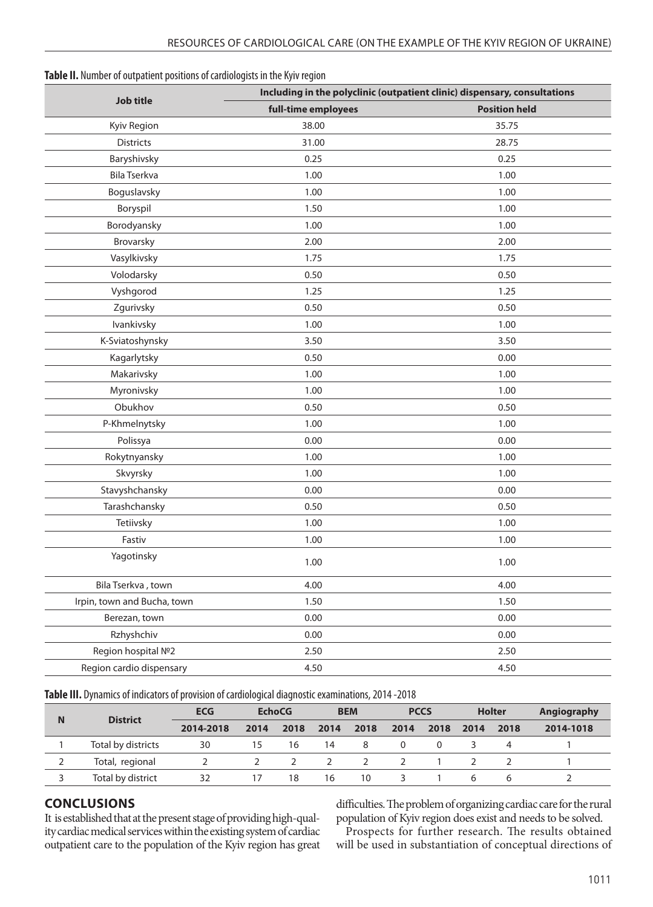**Table II.** Number of outpatient positions of cardiologists in the Kyiv region

| Job title | Including in the polyclinic (outpatient clinic) dispensary, consultations | |
|---|---|---|
| | full-time employees | Position held |
| Kyiv Region | 38.00 | 35.75 |
| Districts | 31.00 | 28.75 |
| Baryshivsky | 0.25 | 0.25 |
| Bila Tserkva | 1.00 | 1.00 |
| Boguslavsky | 1.00 | 1.00 |
| Boryspil | 1.50 | 1.00 |
| Borodyansky | 1.00 | 1.00 |
| Brovarsky | 2.00 | 2.00 |
| Vasylkivsky | 1.75 | 1.75 |
| Volodarsky | 0.50 | 0.50 |
| Vyshgorod | 1.25 | 1.25 |
| Zgurivsky | 0.50 | 0.50 |
| Ivankivsky | 1.00 | 1.00 |
| K-Sviatoshynsky | 3.50 | 3.50 |
| Kagarlytsky | 0.50 | 0.00 |
| Makarivsky | 1.00 | 1.00 |
| Myronivsky | 1.00 | 1.00 |
| Obukhov | 0.50 | 0.50 |
| P-Khmelnytsky | 1.00 | 1.00 |
| Polissya | 0.00 | 0.00 |
| Rokytnyansky | 1.00 | 1.00 |
| Skvyrsky | 1.00 | 1.00 |
| Stavyshchansky | 0.00 | 0.00 |
| Tarashchansky | 0.50 | 0.50 |
| Tetiivsky | 1.00 | 1.00 |
| Fastiv | 1.00 | 1.00 |
| Yagotinsky | 1.00 | 1.00 |
| Bila Tserkva , town | 4.00 | 4.00 |
| Irpin, town and Bucha, town | 1.50 | 1.50 |
| Berezan, town | 0.00 | 0.00 |
| Rzhyshchiv | 0.00 | 0.00 |
| Region hospital №2 | 2.50 | 2.50 |
| Region cardio dispensary | 4.50 | 4.50 |

**Table III.** Dynamics of indicators of provision of cardiological diagnostic examinations, 2014 -2018

| N | District | ECG | EchoCG | | BEM | | PCCS | | Holter | | Angiography |
|---|---|---|---|---|---|---|---|---|---|---|---|
| | | 2014-2018 | 2014 | 2018 | 2014 | 2018 | 2014 | 2018 | 2014 | 2018 | 2014-1018 |
| 1 | Total by districts | 30 | 15 | 16 | 14 | 8 | 0 | 0 | 3 | 4 | 1 |
| 2 | Total, regional | 2 | 2 | 2 | 2 | 2 | 2 | 1 | 2 | 2 | 1 |
| 3 | Total by district | 32 | 17 | 18 | 16 | 10 | 3 | 1 | 6 | 6 | 2 |

## CONCLUSIONS

It is established that at the present stage of providing high-quality cardiac medical services within the existing system of cardiac outpatient care to the population of the Kyiv region has great difficulties. The problem of organizing cardiac care for the rural population of Kyiv region does exist and needs to be solved.

Prospects for further research. The results obtained will be used in substantiation of conceptual directions of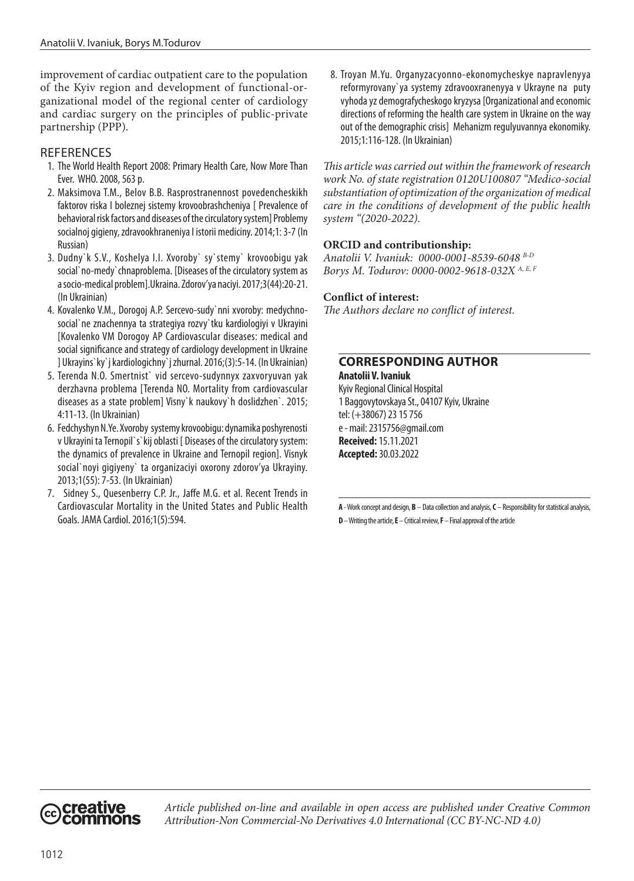improvement of cardiac outpatient care to the population of the Kyiv region and development of functional-organizational model of the regional center of cardiology and cardiac surgery on the principles of public-private partnership (PPP).

## REFERENCES

1. The World Health Report 2008: Primary Health Care, Now More Than Ever. WHO. 2008, 563 p.
2. Maksimova T.M., Belov B.B. Rasprostranennost povedencheskikh faktorov riska I boleznej sistemy krovoobrashcheniya [ Prevalence of behavioral risk factors and diseases of the circulatory system] Problemy socialnoj gigieny, zdravookhraneniya I istorii mediciny. 2014;1: 3-7 (In Russian)
3. Dudny`k S.V., Koshelya I.I. Xvoroby` sy`stemy` krovoobigu yak social`no-medy`chnaproblema. [Diseases of the circulatory system as a socio-medical problem].Ukraina. Zdorov'ya naciyi. 2017;3(44):20-21. (In Ukrainian)
4. Kovalenko V.M., Dorogoj A.P. Sercevo-sudy`nni xvoroby: medychno-social`ne znachennya ta strategiya rozvy`tku kardiologiyi v Ukrayini [Kovalenko VM Dorogoy AP Cardiovascular diseases: medical and social significance and strategy of cardiology development in Ukraine ] Ukrayins`ky`j kardiologichny`j zhurnal. 2016;(3):5-14. (In Ukrainian)
5. Terenda N.O. Smertnist` vid sercevo-sudynnyx zaxvoryuvan yak derzhavna problema [Terenda NO. Mortality from cardiovascular diseases as a state problem] Visny`k naukovy`h doslidzhen`. 2015; 4:11-13. (In Ukrainian)
6. Fedchyshyn N.Ye. Xvoroby systemy krovoobigu: dynamika poshyrenosti v Ukrayini ta Ternopil`s`kij oblasti [ Diseases of the circulatory system: the dynamics of prevalence in Ukraine and Ternopil region]. Visnyk social`noyi gigiyeny` ta organizaciyi oxorony zdorov'ya Ukrayiny. 2013;1(55): 7-53. (In Ukrainian)
7. Sidney S., Quesenberry C.P. Jr., Jaffe M.G. et al. Recent Trends in Cardiovascular Mortality in the United States and Public Health Goals. JAMA Cardiol. 2016;1(5):594.
8. Troyan M.Yu. Organyzacyonno-ekonomycheskye napravlenyya reformyrovany`ya systemy zdravooxranenyya v Ukrayne na puty vyhoda yz demografycheskogo kryzysa [Organizational and economic directions of reforming the health care system in Ukraine on the way out of the demographic crisis] Mehanizm regulyuvannya ekonomiky. 2015;1:116-128. (In Ukrainian)

*This article was carried out within the framework of research work No. of state registration 0120U100807 "Medico-social substantiation of optimization of the organization of medical care in the conditions of development of the public health system "(2020-2022).*

**ORCID and contributionship:**

*Anatolii V. Ivaniuk: 0000-0001-8539-6048 [B-D]*
*Borys M. Todurov: 0000-0002-9618-032X [A, E, F]*

**Conflict of interest:**

*The Authors declare no conflict of interest.*

## CORRESPONDING AUTHOR

**Anatolii V. Ivaniuk**
Kyiv Regional Clinical Hospital
1 Baggovytovskaya St., 04107 Kyiv, Ukraine
tel: (+38067) 23 15 756
e - mail: 2315756@gmail.com
**Received:** 15.11.2021
**Accepted:** 30.03.2022

**A** - Work concept and design, **B** – Data collection and analysis, **C** – Responsibility for statistical analysis, **D** – Writing the article, **E** – Critical review, **F** – Final approval of the article

*Article published on-line and available in open access are published under Creative Common Attribution-Non Commercial-No Derivatives 4.0 International (CC BY-NC-ND 4.0)*